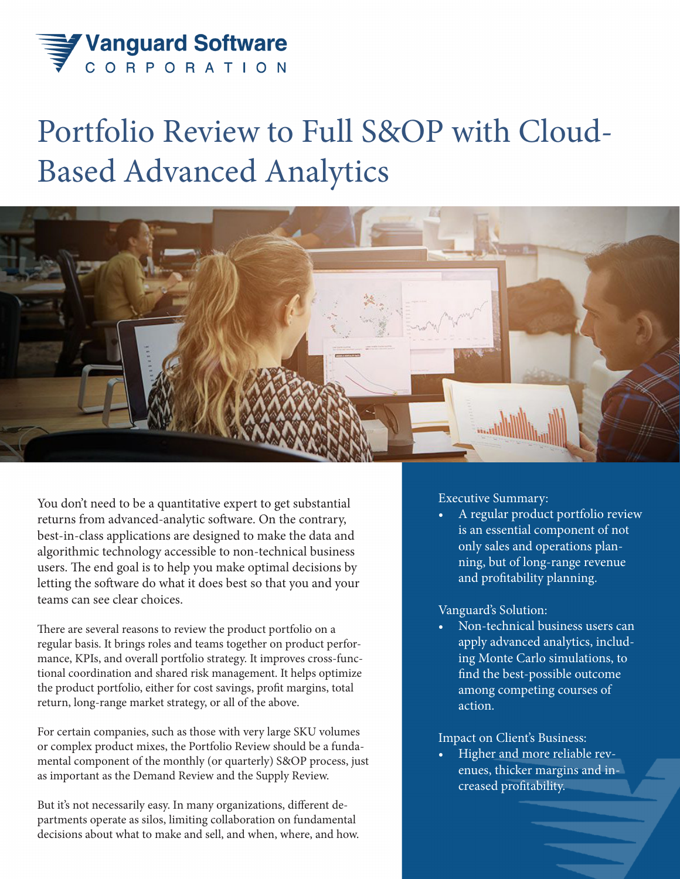Vanguard Software CORPORATION

# Portfolio Review to Full S&OP with Cloud-Based Advanced Analytics

You don't need to be a quantitative expert to get substantial returns from advanced-analytic software. On the contrary, best-in-class applications are designed to make the data and algorithmic technology accessible to non-technical business users. The end goal is to help you make optimal decisions by letting the software do what it does best so that you and your teams can see clear choices.

There are several reasons to review the product portfolio on a regular basis. It brings roles and teams together on product performance, KPIs, and overall portfolio strategy. It improves cross-functional coordination and shared risk management. It helps optimize the product portfolio, either for cost savings, profit margins, total return, long-range market strategy, or all of the above.

For certain companies, such as those with very large SKU volumes or complex product mixes, the Portfolio Review should be a fundamental component of the monthly (or quarterly) S&OP process, just as important as the Demand Review and the Supply Review.

But it's not necessarily easy. In many organizations, different departments operate as silos, limiting collaboration on fundamental decisions about what to make and sell, and when, where, and how.

Executive Summary:

- A regular product portfolio review is an essential component of not only sales and operations planning, but of long-range revenue and profitability planning.

Vanguard's Solution:

- Non-technical business users can apply advanced analytics, including Monte Carlo simulations, to find the best-possible outcome among competing courses of action.

Impact on Client's Business:

- Higher and more reliable revenues, thicker margins and increased profitability.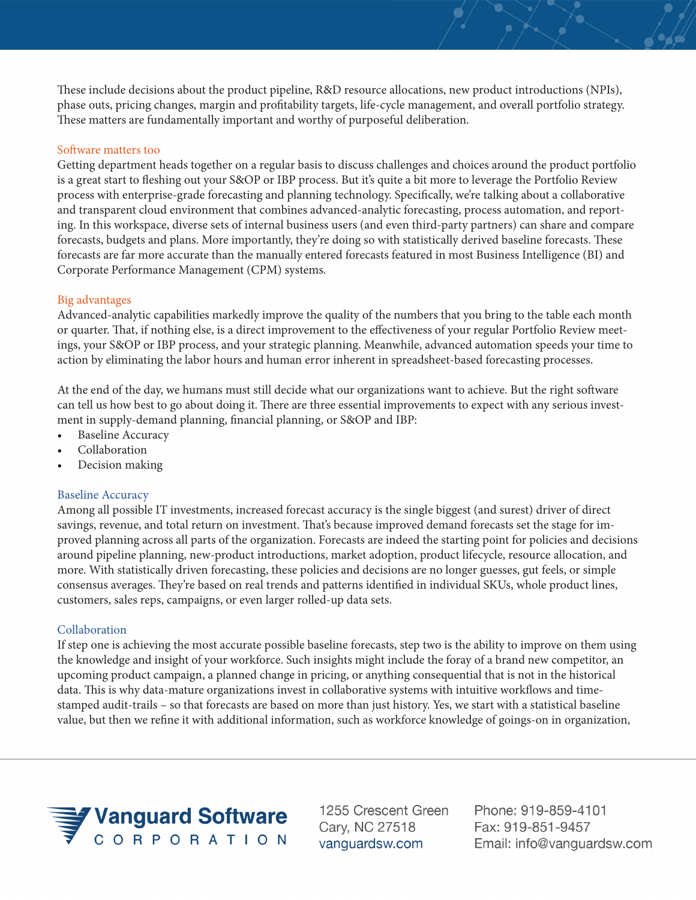These include decisions about the product pipeline, R&D resource allocations, new product introductions (NPIs), phase outs, pricing changes, margin and profitability targets, life-cycle management, and overall portfolio strategy. These matters are fundamentally important and worthy of purposeful deliberation.

### Software matters too

Getting department heads together on a regular basis to discuss challenges and choices around the product portfolio is a great start to fleshing out your S&OP or IBP process. But it's quite a bit more to leverage the Portfolio Review process with enterprise-grade forecasting and planning technology. Specifically, we're talking about a collaborative and transparent cloud environment that combines advanced-analytic forecasting, process automation, and reporting. In this workspace, diverse sets of internal business users (and even third-party partners) can share and compare forecasts, budgets and plans. More importantly, they're doing so with statistically derived baseline forecasts. These forecasts are far more accurate than the manually entered forecasts featured in most Business Intelligence (BI) and Corporate Performance Management (CPM) systems.

### Big advantages

Advanced-analytic capabilities markedly improve the quality of the numbers that you bring to the table each month or quarter. That, if nothing else, is a direct improvement to the effectiveness of your regular Portfolio Review meetings, your S&OP or IBP process, and your strategic planning. Meanwhile, advanced automation speeds your time to action by eliminating the labor hours and human error inherent in spreadsheet-based forecasting processes.

At the end of the day, we humans must still decide what our organizations want to achieve. But the right software can tell us how best to go about doing it. There are three essential improvements to expect with any serious investment in supply-demand planning, financial planning, or S&OP and IBP:

- Baseline Accuracy
- Collaboration
- Decision making

### Baseline Accuracy

Among all possible IT investments, increased forecast accuracy is the single biggest (and surest) driver of direct savings, revenue, and total return on investment. That's because improved demand forecasts set the stage for improved planning across all parts of the organization. Forecasts are indeed the starting point for policies and decisions around pipeline planning, new-product introductions, market adoption, product lifecycle, resource allocation, and more. With statistically driven forecasting, these policies and decisions are no longer guesses, gut feels, or simple consensus averages. They're based on real trends and patterns identified in individual SKUs, whole product lines, customers, sales reps, campaigns, or even larger rolled-up data sets.

### Collaboration

If step one is achieving the most accurate possible baseline forecasts, step two is the ability to improve on them using the knowledge and insight of your workforce. Such insights might include the foray of a brand new competitor, an upcoming product campaign, a planned change in pricing, or anything consequential that is not in the historical data. This is why data-mature organizations invest in collaborative systems with intuitive workflows and time-stamped audit-trails – so that forecasts are based on more than just history. Yes, we start with a statistical baseline value, but then we refine it with additional information, such as workforce knowledge of goings-on in organization,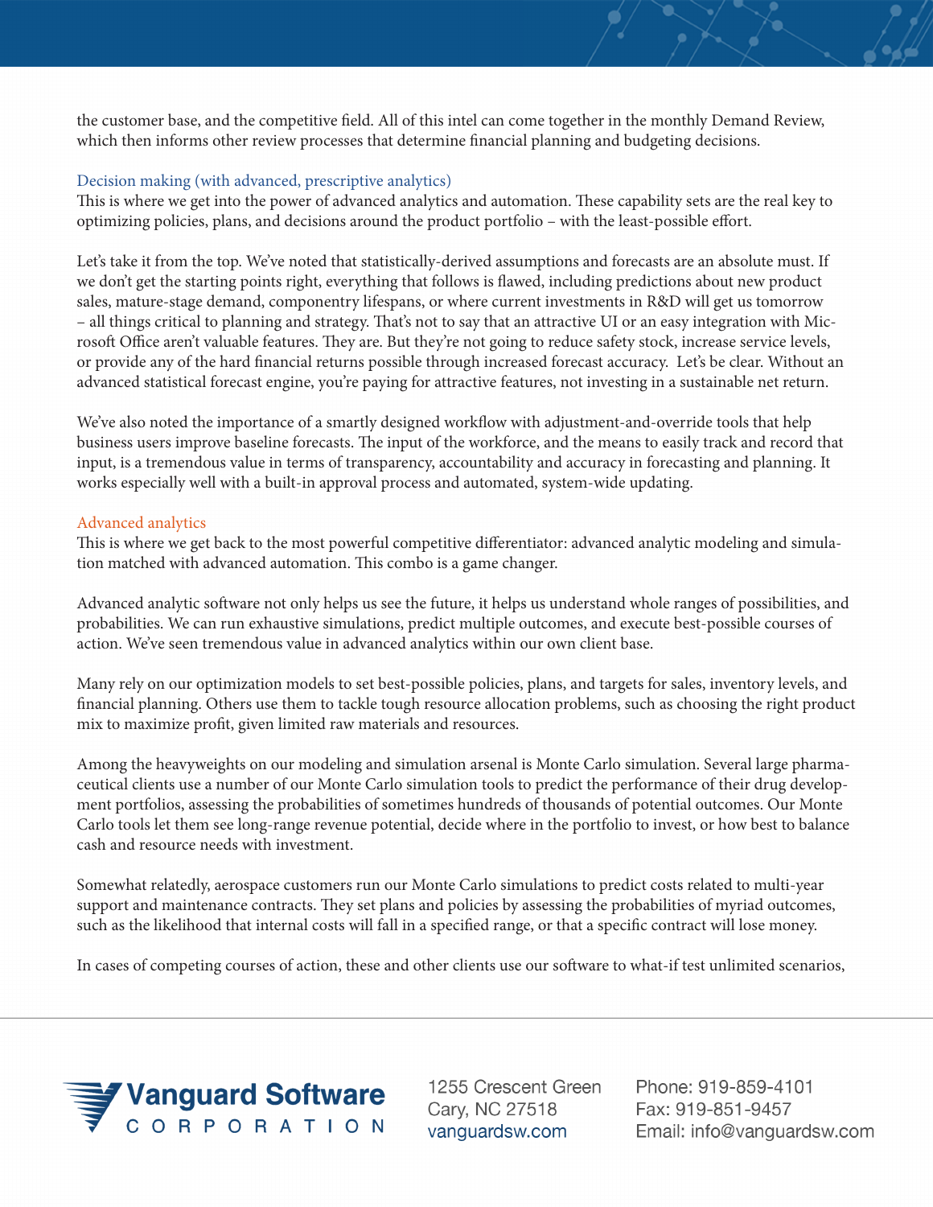the customer base, and the competitive field. All of this intel can come together in the monthly Demand Review, which then informs other review processes that determine financial planning and budgeting decisions.

### Decision making (with advanced, prescriptive analytics)

This is where we get into the power of advanced analytics and automation. These capability sets are the real key to optimizing policies, plans, and decisions around the product portfolio – with the least-possible effort.

Let's take it from the top. We've noted that statistically-derived assumptions and forecasts are an absolute must. If we don't get the starting points right, everything that follows is flawed, including predictions about new product sales, mature-stage demand, componentry lifespans, or where current investments in R&D will get us tomorrow – all things critical to planning and strategy. That's not to say that an attractive UI or an easy integration with Microsoft Office aren't valuable features. They are. But they're not going to reduce safety stock, increase service levels, or provide any of the hard financial returns possible through increased forecast accuracy. Let's be clear. Without an advanced statistical forecast engine, you're paying for attractive features, not investing in a sustainable net return.

We've also noted the importance of a smartly designed workflow with adjustment-and-override tools that help business users improve baseline forecasts. The input of the workforce, and the means to easily track and record that input, is a tremendous value in terms of transparency, accountability and accuracy in forecasting and planning. It works especially well with a built-in approval process and automated, system-wide updating.

### Advanced analytics

This is where we get back to the most powerful competitive differentiator: advanced analytic modeling and simulation matched with advanced automation. This combo is a game changer.

Advanced analytic software not only helps us see the future, it helps us understand whole ranges of possibilities, and probabilities. We can run exhaustive simulations, predict multiple outcomes, and execute best-possible courses of action. We've seen tremendous value in advanced analytics within our own client base.

Many rely on our optimization models to set best-possible policies, plans, and targets for sales, inventory levels, and financial planning. Others use them to tackle tough resource allocation problems, such as choosing the right product mix to maximize profit, given limited raw materials and resources.

Among the heavyweights on our modeling and simulation arsenal is Monte Carlo simulation. Several large pharmaceutical clients use a number of our Monte Carlo simulation tools to predict the performance of their drug development portfolios, assessing the probabilities of sometimes hundreds of thousands of potential outcomes. Our Monte Carlo tools let them see long-range revenue potential, decide where in the portfolio to invest, or how best to balance cash and resource needs with investment.

Somewhat relatedly, aerospace customers run our Monte Carlo simulations to predict costs related to multi-year support and maintenance contracts. They set plans and policies by assessing the probabilities of myriad outcomes, such as the likelihood that internal costs will fall in a specified range, or that a specific contract will lose money.

In cases of competing courses of action, these and other clients use our software to what-if test unlimited scenarios,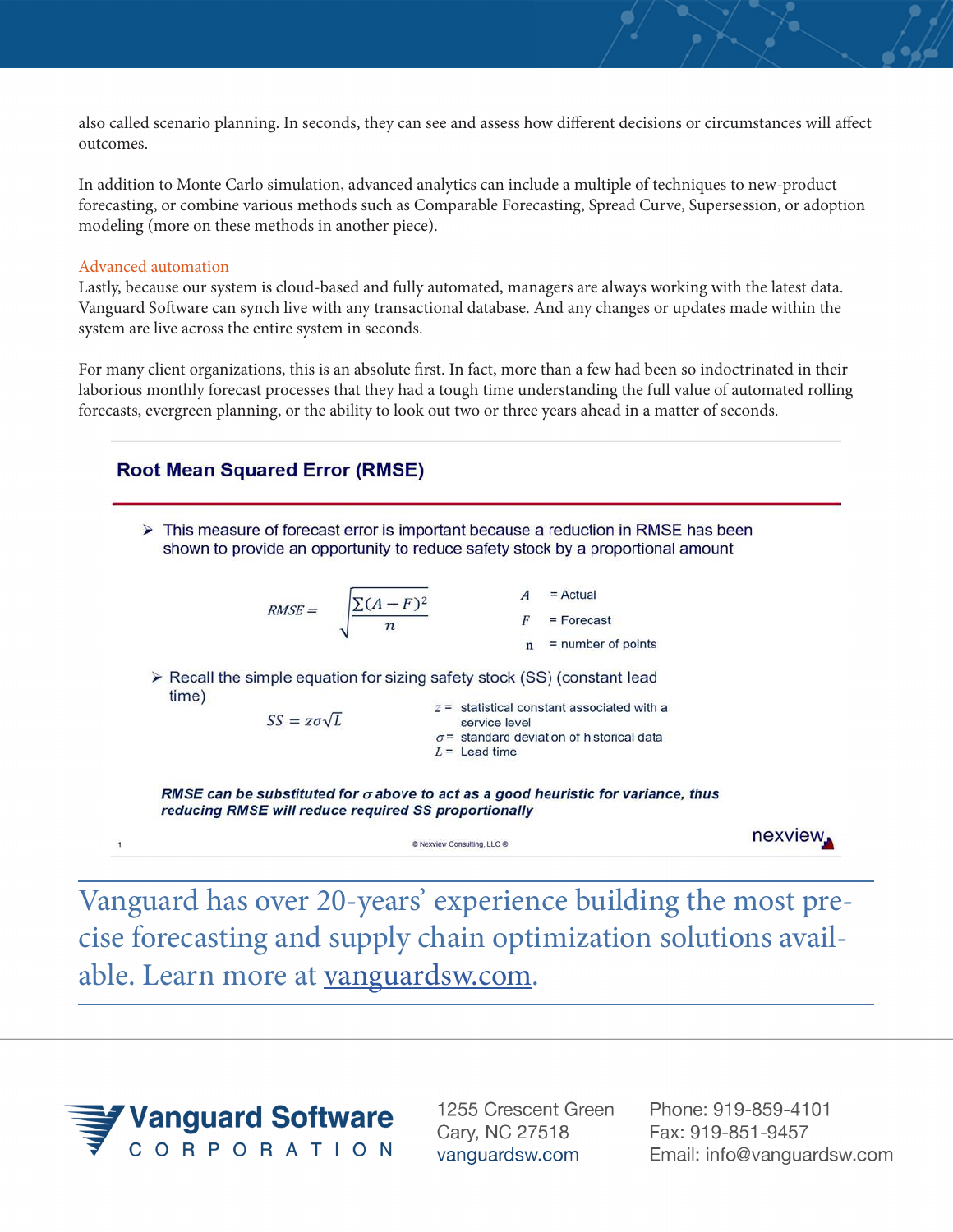also called scenario planning. In seconds, they can see and assess how different decisions or circumstances will affect outcomes.

In addition to Monte Carlo simulation, advanced analytics can include a multiple of techniques to new-product forecasting, or combine various methods such as Comparable Forecasting, Spread Curve, Supersession, or adoption modeling (more on these methods in another piece).

### Advanced automation

Lastly, because our system is cloud-based and fully automated, managers are always working with the latest data. Vanguard Software can synch live with any transactional database. And any changes or updates made within the system are live across the entire system in seconds.

For many client organizations, this is an absolute first. In fact, more than a few had been so indoctrinated in their laborious monthly forecast processes that they had a tough time understanding the full value of automated rolling forecasts, evergreen planning, or the ability to look out two or three years ahead in a matter of seconds.

## Root Mean Squared Error (RMSE)

- This measure of forecast error is important because a reduction in RMSE has been shown to provide an opportunity to reduce safety stock by a proportional amount

$$RMSE = \sqrt{\frac{\sum(A - F)^2}{n}}$$

$A$ = Actual
$F$ = Forecast
n = number of points

- Recall the simple equation for sizing safety stock (SS) (constant lead time)

$$SS = z\sigma\sqrt{L}$$

$z$ = statistical constant associated with a service level
$\sigma$ = standard deviation of historical data
$L$ = Lead time

***RMSE can be substituted for $\sigma$ above to act as a good heuristic for variance, thus reducing RMSE will reduce required SS proportionally***

1 © Nexview Consulting, LLC ® nexview

Vanguard has over 20-years' experience building the most precise forecasting and supply chain optimization solutions available. Learn more at [vanguardsw.com](vanguardsw.com).

**Vanguard Software CORPORATION**

1255 Crescent Green
Cary, NC 27518
vanguardsw.com

Phone: 919-859-4101
Fax: 919-851-9457
Email: info@vanguardsw.com